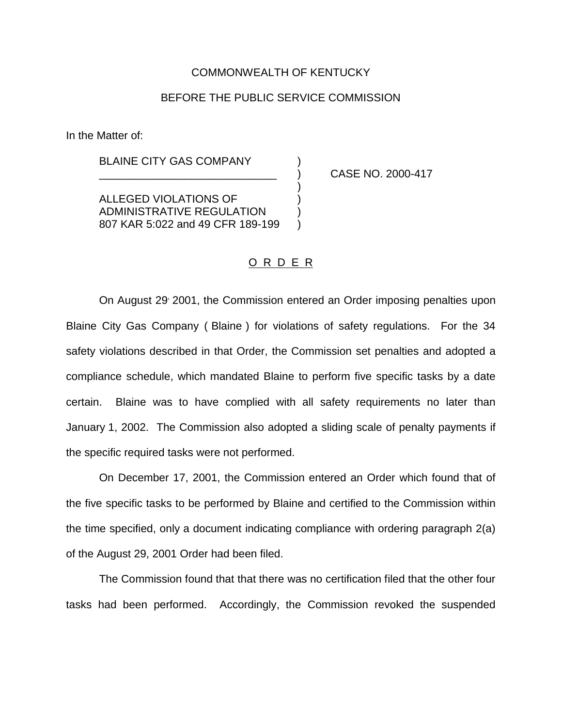COMMONWEALTH OF KENTUCKY

BEFORE THE PUBLIC SERVICE COMMISSION

In the Matter of:

| | | |
|---|---|---|
| BLAINE CITY GAS COMPANY | ) | |
| _____________________________ | ) | CASE NO. 2000-417 |
| | ) | |
| ALLEGED VIOLATIONS OF | ) | |
| ADMINISTRATIVE REGULATION | ) | |
| 807 KAR 5:022 and 49 CFR 189-199 | ) | |

O R D E R

On August 29, 2001, the Commission entered an Order imposing penalties upon Blaine City Gas Company ( Blaine ) for violations of safety regulations. For the 34 safety violations described in that Order, the Commission set penalties and adopted a compliance schedule, which mandated Blaine to perform five specific tasks by a date certain. Blaine was to have complied with all safety requirements no later than January 1, 2002. The Commission also adopted a sliding scale of penalty payments if the specific required tasks were not performed.

On December 17, 2001, the Commission entered an Order which found that of the five specific tasks to be performed by Blaine and certified to the Commission within the time specified, only a document indicating compliance with ordering paragraph 2(a) of the August 29, 2001 Order had been filed.

The Commission found that that there was no certification filed that the other four tasks had been performed. Accordingly, the Commission revoked the suspended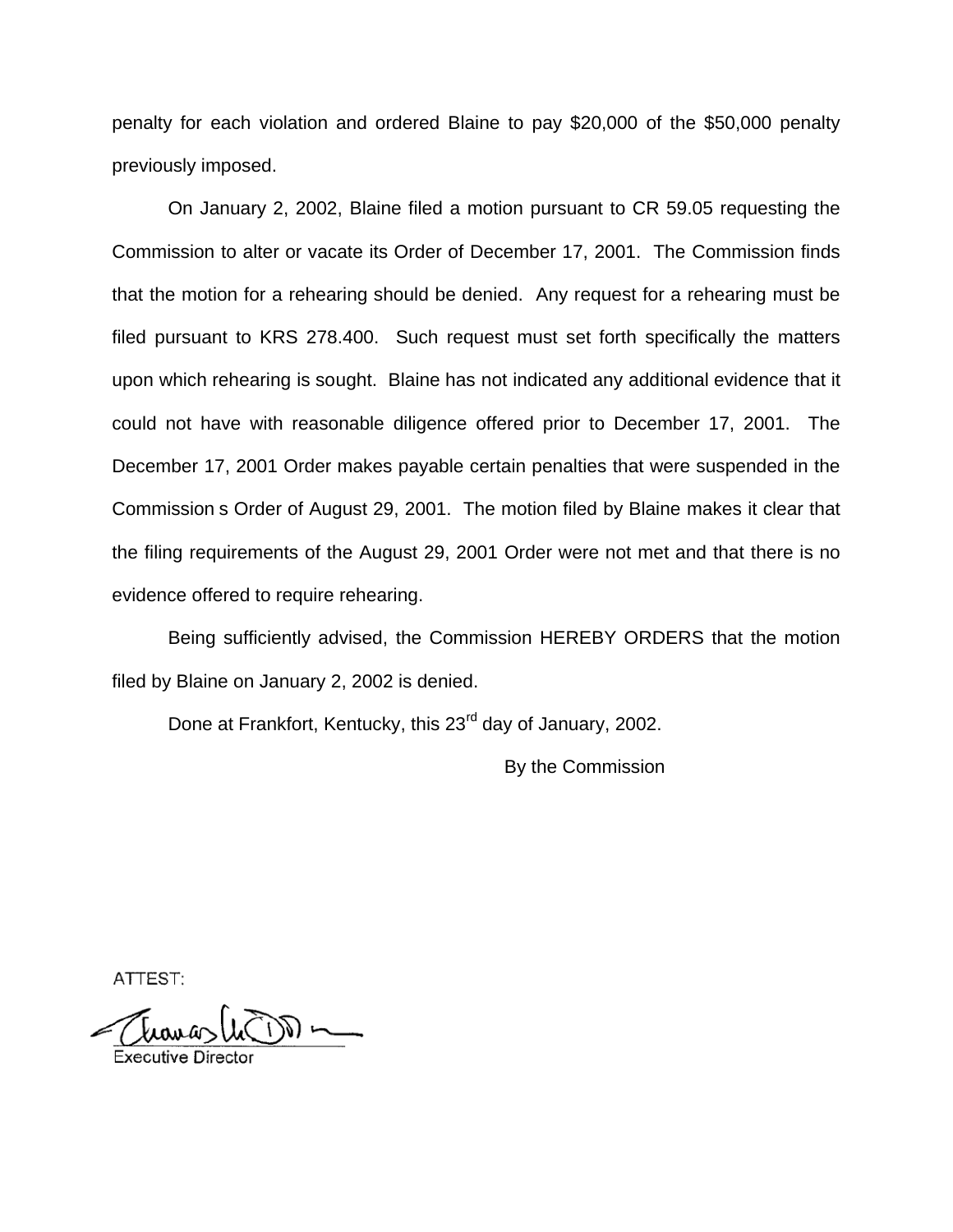penalty for each violation and ordered Blaine to pay $20,000 of the $50,000 penalty previously imposed.

On January 2, 2002, Blaine filed a motion pursuant to CR 59.05 requesting the Commission to alter or vacate its Order of December 17, 2001. The Commission finds that the motion for a rehearing should be denied. Any request for a rehearing must be filed pursuant to KRS 278.400. Such request must set forth specifically the matters upon which rehearing is sought. Blaine has not indicated any additional evidence that it could not have with reasonable diligence offered prior to December 17, 2001. The December 17, 2001 Order makes payable certain penalties that were suspended in the Commission s Order of August 29, 2001. The motion filed by Blaine makes it clear that the filing requirements of the August 29, 2001 Order were not met and that there is no evidence offered to require rehearing.

Being sufficiently advised, the Commission HEREBY ORDERS that the motion filed by Blaine on January 2, 2002 is denied.

Done at Frankfort, Kentucky, this 23rd day of January, 2002.

By the Commission

ATTEST:

Executive Director